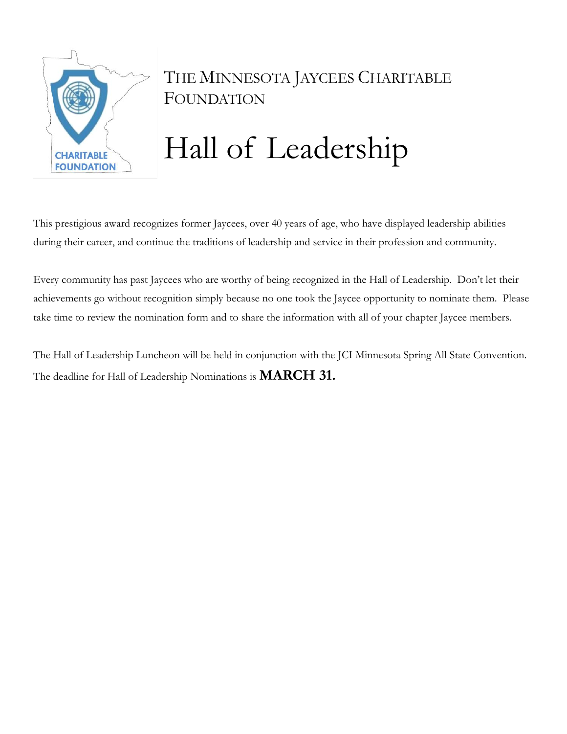THE MINNESOTA JAYCEES CHARITABLE FOUNDATION

# Hall of Leadership

This prestigious award recognizes former Jaycees, over 40 years of age, who have displayed leadership abilities during their career, and continue the traditions of leadership and service in their profession and community.

Every community has past Jaycees who are worthy of being recognized in the Hall of Leadership. Don't let their achievements go without recognition simply because no one took the Jaycee opportunity to nominate them. Please take time to review the nomination form and to share the information with all of your chapter Jaycee members.

The Hall of Leadership Luncheon will be held in conjunction with the JCI Minnesota Spring All State Convention. The deadline for Hall of Leadership Nominations is **MARCH 31.**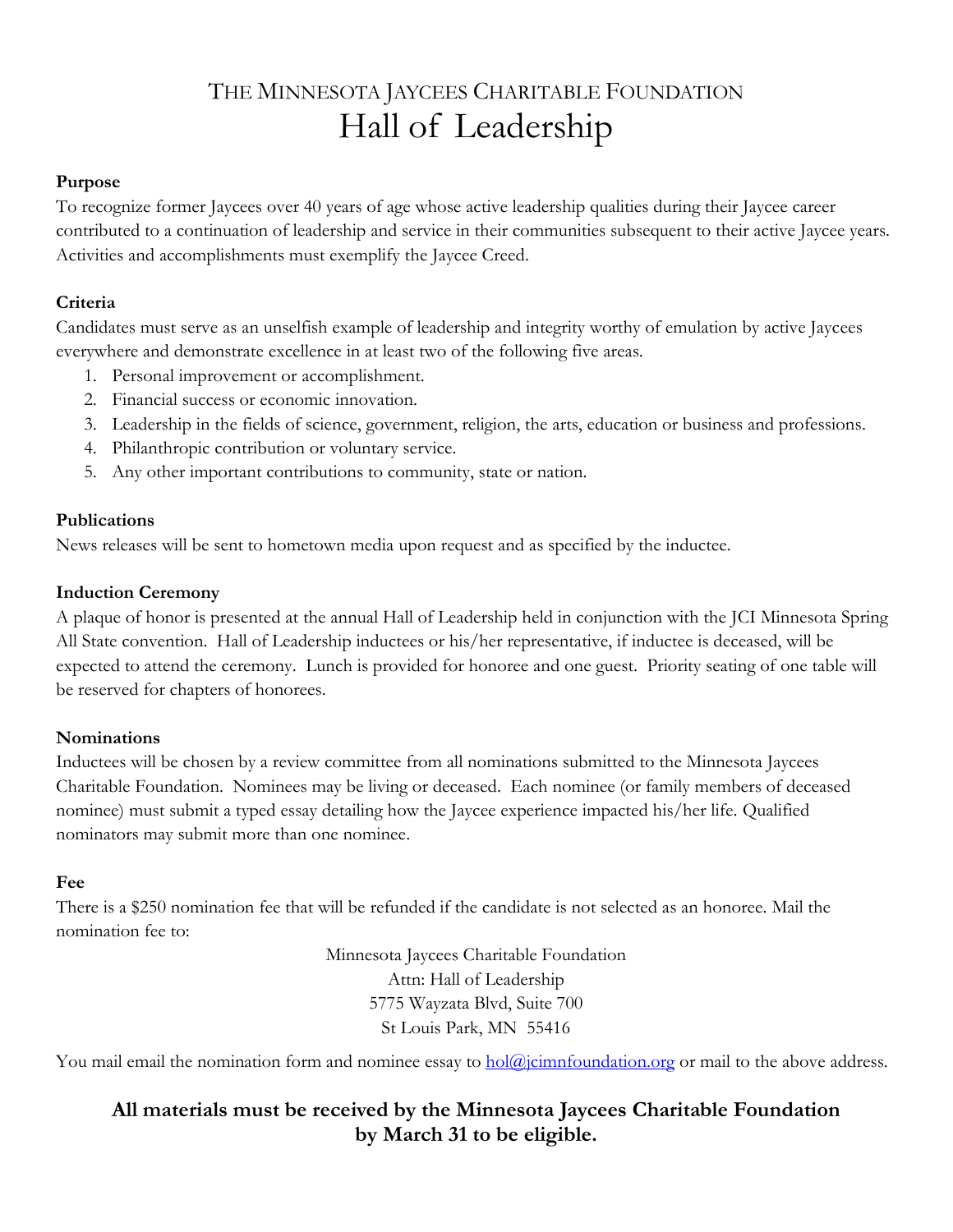# THE MINNESOTA JAYCEES CHARITABLE FOUNDATION
# Hall of Leadership

**Purpose**

To recognize former Jaycees over 40 years of age whose active leadership qualities during their Jaycee career contributed to a continuation of leadership and service in their communities subsequent to their active Jaycee years. Activities and accomplishments must exemplify the Jaycee Creed.

**Criteria**

Candidates must serve as an unselfish example of leadership and integrity worthy of emulation by active Jaycees everywhere and demonstrate excellence in at least two of the following five areas.

1. Personal improvement or accomplishment.
2. Financial success or economic innovation.
3. Leadership in the fields of science, government, religion, the arts, education or business and professions.
4. Philanthropic contribution or voluntary service.
5. Any other important contributions to community, state or nation.

**Publications**

News releases will be sent to hometown media upon request and as specified by the inductee.

**Induction Ceremony**

A plaque of honor is presented at the annual Hall of Leadership held in conjunction with the JCI Minnesota Spring All State convention. Hall of Leadership inductees or his/her representative, if inductee is deceased, will be expected to attend the ceremony. Lunch is provided for honoree and one guest. Priority seating of one table will be reserved for chapters of honorees.

**Nominations**

Inductees will be chosen by a review committee from all nominations submitted to the Minnesota Jaycees Charitable Foundation. Nominees may be living or deceased. Each nominee (or family members of deceased nominee) must submit a typed essay detailing how the Jaycee experience impacted his/her life. Qualified nominators may submit more than one nominee.

**Fee**

There is a $250 nomination fee that will be refunded if the candidate is not selected as an honoree. Mail the nomination fee to:

Minnesota Jaycees Charitable Foundation
Attn: Hall of Leadership
5775 Wayzata Blvd, Suite 700
St Louis Park, MN 55416

You mail email the nomination form and nominee essay to hol@jcimnfoundation.org or mail to the above address.

**All materials must be received by the Minnesota Jaycees Charitable Foundation by March 31 to be eligible.**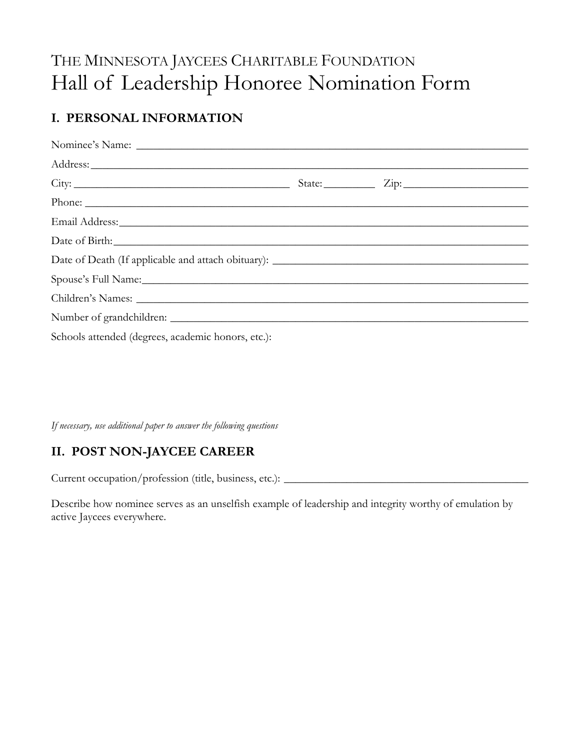THE MINNESOTA JAYCEES CHARITABLE FOUNDATION

# Hall of Leadership Honoree Nomination Form

## I. PERSONAL INFORMATION

Nominee's Name: ______________________________________________________________

Address: ______________________________________________________________

City: ________________________________ State: ________ Zip: ____________________

Phone: ______________________________________________________________

Email Address: ______________________________________________________________

Date of Birth: ______________________________________________________________

Date of Death (If applicable and attach obituary): ______________________________________

Spouse's Full Name: ______________________________________________________________

Children's Names: ______________________________________________________________

Number of grandchildren: ______________________________________________________________

Schools attended (degrees, academic honors, etc.):

*If necessary, use additional paper to answer the following questions*

## II. POST NON-JAYCEE CAREER

Current occupation/profession (title, business, etc.): ______________________________________

Describe how nominee serves as an unselfish example of leadership and integrity worthy of emulation by active Jaycees everywhere.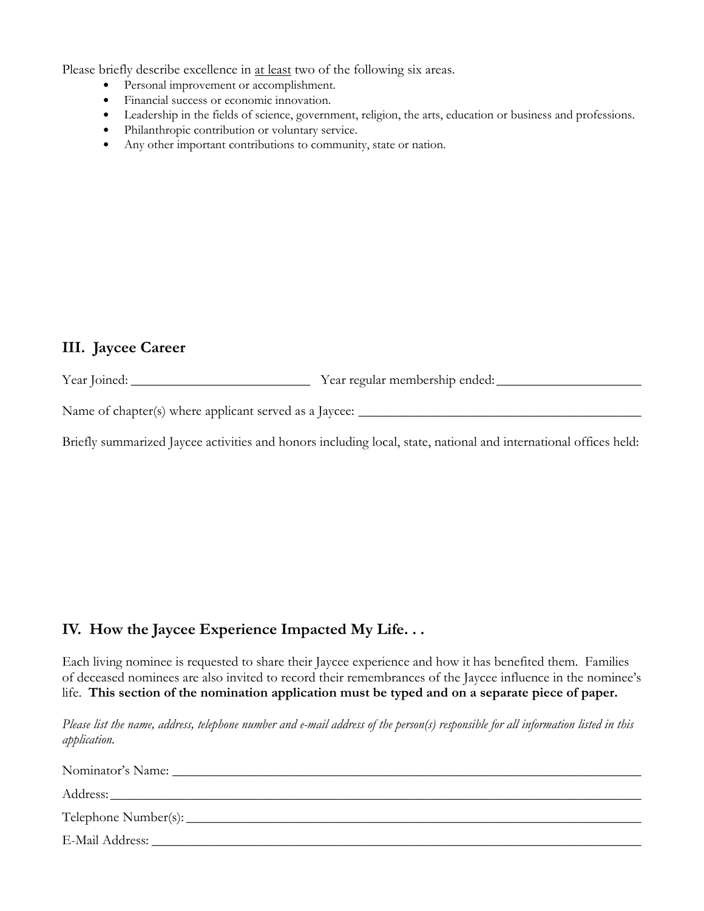Please briefly describe excellence in <u>at least</u> two of the following six areas.

- Personal improvement or accomplishment.
- Financial success or economic innovation.
- Leadership in the fields of science, government, religion, the arts, education or business and professions.
- Philanthropic contribution or voluntary service.
- Any other important contributions to community, state or nation.

## III. Jaycee Career

Year Joined: ___________________________ Year regular membership ended: _____________________

Name of chapter(s) where applicant served as a Jaycee: ___________________________________________

Briefly summarized Jaycee activities and honors including local, state, national and international offices held:

## IV. How the Jaycee Experience Impacted My Life. . .

Each living nominee is requested to share their Jaycee experience and how it has benefited them. Families of deceased nominees are also invited to record their remembrances of the Jaycee influence in the nominee's life. **This section of the nomination application must be typed and on a separate piece of paper.**

*Please list the name, address, telephone number and e-mail address of the person(s) responsible for all information listed in this application.*

Nominator's Name: ___________________________________________________________________________

Address: ___________________________________________________________________________________

Telephone Number(s): _________________________________________________________________________

E-Mail Address: _____________________________________________________________________________